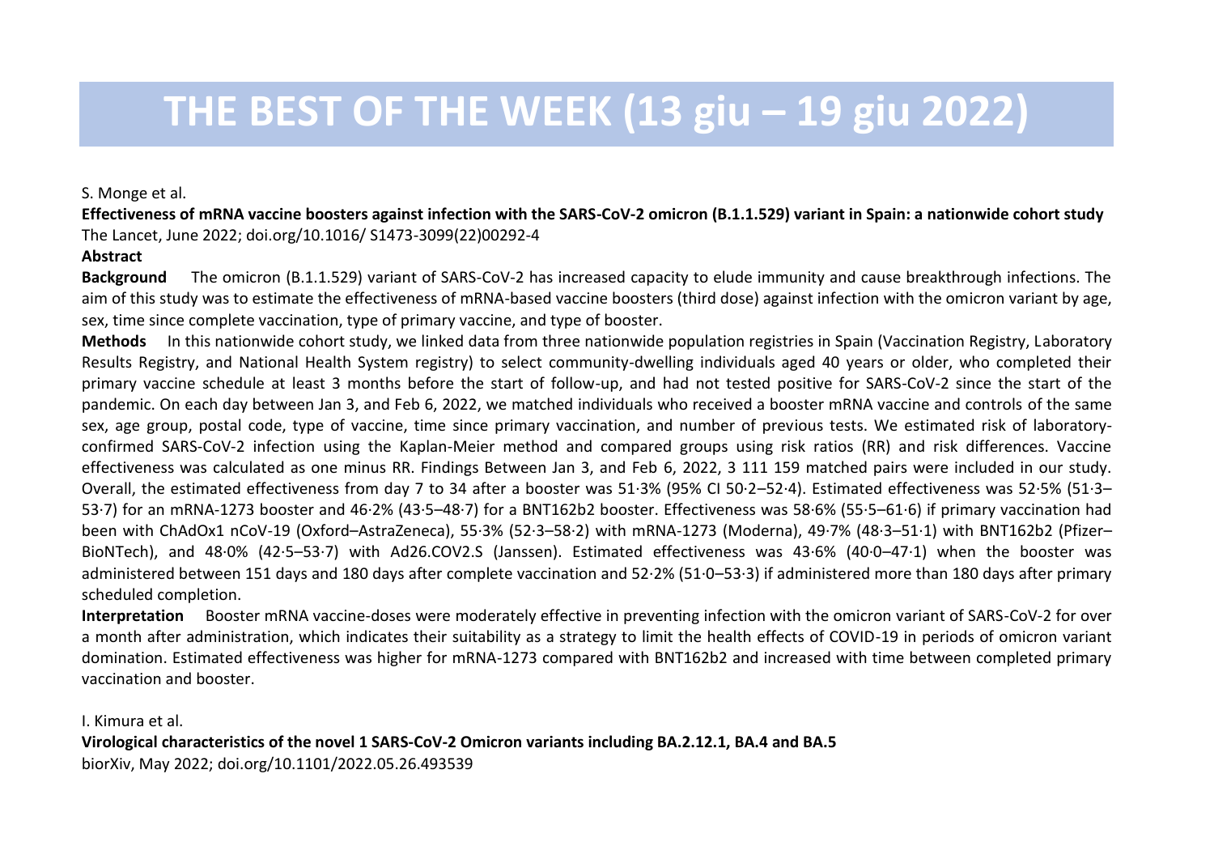# THE BEST OF THE WEEK (13 giu – 19 giu 2022)

S. Monge et al.

**Effectiveness of mRNA vaccine boosters against infection with the SARS-CoV-2 omicron (B.1.1.529) variant in Spain: a nationwide cohort study**

The Lancet, June 2022; doi.org/10.1016/ S1473-3099(22)00292-4

**Abstract**

**Background** The omicron (B.1.1.529) variant of SARS-CoV-2 has increased capacity to elude immunity and cause breakthrough infections. The aim of this study was to estimate the effectiveness of mRNA-based vaccine boosters (third dose) against infection with the omicron variant by age, sex, time since complete vaccination, type of primary vaccine, and type of booster.

**Methods** In this nationwide cohort study, we linked data from three nationwide population registries in Spain (Vaccination Registry, Laboratory Results Registry, and National Health System registry) to select community-dwelling individuals aged 40 years or older, who completed their primary vaccine schedule at least 3 months before the start of follow-up, and had not tested positive for SARS-CoV-2 since the start of the pandemic. On each day between Jan 3, and Feb 6, 2022, we matched individuals who received a booster mRNA vaccine and controls of the same sex, age group, postal code, type of vaccine, time since primary vaccination, and number of previous tests. We estimated risk of laboratory-confirmed SARS-CoV-2 infection using the Kaplan-Meier method and compared groups using risk ratios (RR) and risk differences. Vaccine effectiveness was calculated as one minus RR. Findings Between Jan 3, and Feb 6, 2022, 3 111 159 matched pairs were included in our study. Overall, the estimated effectiveness from day 7 to 34 after a booster was 51·3% (95% CI 50·2–52·4). Estimated effectiveness was 52·5% (51·3–53·7) for an mRNA-1273 booster and 46·2% (43·5–48·7) for a BNT162b2 booster. Effectiveness was 58·6% (55·5–61·6) if primary vaccination had been with ChAdOx1 nCoV-19 (Oxford–AstraZeneca), 55·3% (52·3–58·2) with mRNA-1273 (Moderna), 49·7% (48·3–51·1) with BNT162b2 (Pfizer–BioNTech), and 48·0% (42·5–53·7) with Ad26.COV2.S (Janssen). Estimated effectiveness was 43·6% (40·0–47·1) when the booster was administered between 151 days and 180 days after complete vaccination and 52·2% (51·0–53·3) if administered more than 180 days after primary scheduled completion.

**Interpretation** Booster mRNA vaccine-doses were moderately effective in preventing infection with the omicron variant of SARS-CoV-2 for over a month after administration, which indicates their suitability as a strategy to limit the health effects of COVID-19 in periods of omicron variant domination. Estimated effectiveness was higher for mRNA-1273 compared with BNT162b2 and increased with time between completed primary vaccination and booster.

I. Kimura et al.

**Virological characteristics of the novel 1 SARS-CoV-2 Omicron variants including BA.2.12.1, BA.4 and BA.5**

biorXiv, May 2022; doi.org/10.1101/2022.05.26.493539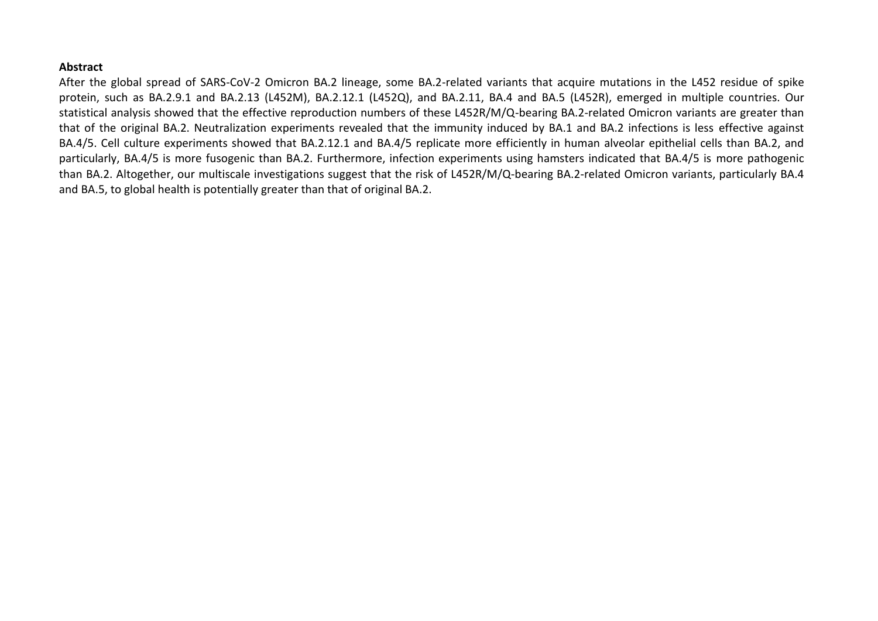**Abstract**

After the global spread of SARS-CoV-2 Omicron BA.2 lineage, some BA.2-related variants that acquire mutations in the L452 residue of spike protein, such as BA.2.9.1 and BA.2.13 (L452M), BA.2.12.1 (L452Q), and BA.2.11, BA.4 and BA.5 (L452R), emerged in multiple countries. Our statistical analysis showed that the effective reproduction numbers of these L452R/M/Q-bearing BA.2-related Omicron variants are greater than that of the original BA.2. Neutralization experiments revealed that the immunity induced by BA.1 and BA.2 infections is less effective against BA.4/5. Cell culture experiments showed that BA.2.12.1 and BA.4/5 replicate more efficiently in human alveolar epithelial cells than BA.2, and particularly, BA.4/5 is more fusogenic than BA.2. Furthermore, infection experiments using hamsters indicated that BA.4/5 is more pathogenic than BA.2. Altogether, our multiscale investigations suggest that the risk of L452R/M/Q-bearing BA.2-related Omicron variants, particularly BA.4 and BA.5, to global health is potentially greater than that of original BA.2.